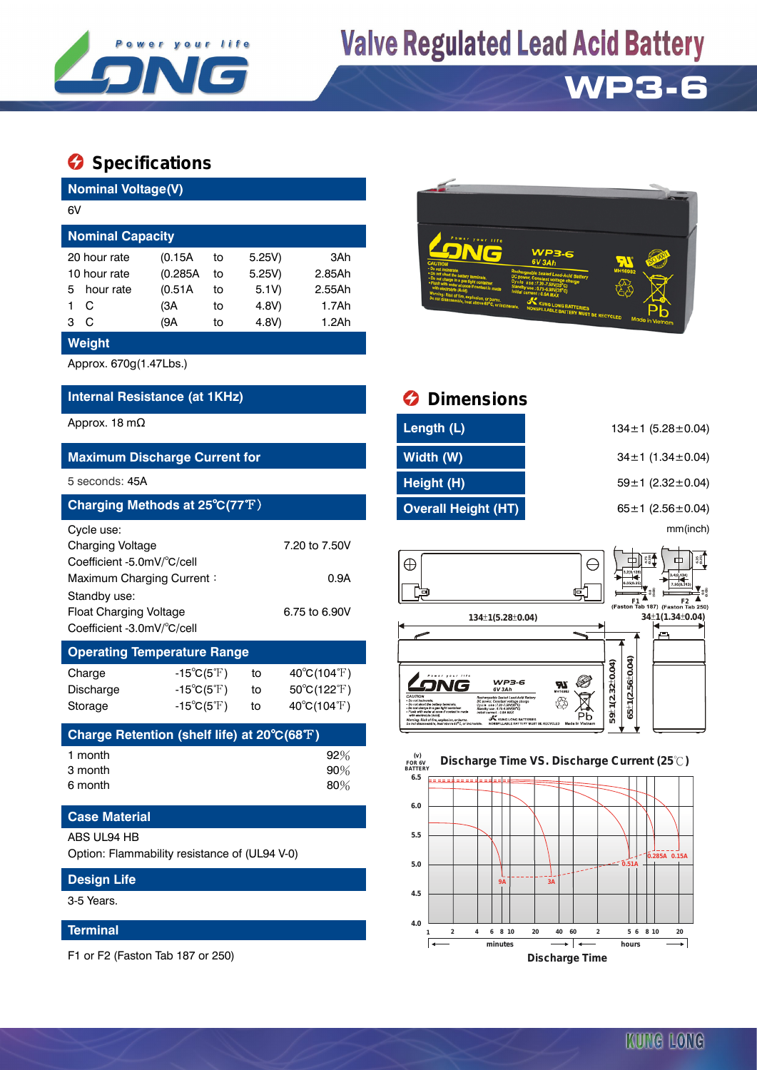# Valve Regulated Lead Acid Battery

# WP3-6

## Specifications

### Nominal Voltage(V)

6V

### Nominal Capacity

| | | | | |
|---|---|---|---|---|
| 20 hour rate | (0.15A | to | 5.25V) | 3Ah |
| 10 hour rate | (0.285A | to | 5.25V) | 2.85Ah |
| 5 hour rate | (0.51A | to | 5.1V) | 2.55Ah |
| 1 C | (3A | to | 4.8V) | 1.7Ah |
| 3 C | (9A | to | 4.8V) | 1.2Ah |

### Weight

Approx. 670g(1.47Lbs.)

### Internal Resistance (at 1KHz)

Approx. 18 mΩ

### Maximum Discharge Current for

5 seconds: 45A

### Charging Methods at 25℃(77℉)

Cycle use:

| | |
|---|---|
| Charging Voltage | 7.20 to 7.50V |
| Coefficient -5.0mV/℃/cell | |
| Maximum Charging Current : | 0.9A |

Standby use:

| | |
|---|---|
| Float Charging Voltage | 6.75 to 6.90V |
| Coefficient -3.0mV/℃/cell | |

### Operating Temperature Range

| | | | |
|---|---|---|---|
| Charge | -15℃(5℉) | to | 40℃(104℉) |
| Discharge | -15℃(5℉) | to | 50℃(122℉) |
| Storage | -15℃(5℉) | to | 40℃(104℉) |

### Charge Retention (shelf life) at 20℃(68℉)

| | |
|---|---|
| 1 month | 92% |
| 3 month | 90% |
| 6 month | 80% |

### Case Material

ABS UL94 HB

Option: Flammability resistance of (UL94 V-0)

### Design Life

3-5 Years.

### Terminal

F1 or F2 (Faston Tab 187 or 250)

## Dimensions

| | |
|---|---|
| Length (L) | 134±1 (5.28±0.04) |
| Width (W) | 34±1 (1.34±0.04) |
| Height (H) | 59±1 (2.32±0.04) |
| Overall Height (HT) | 65±1 (2.56±0.04) |

mm(inch)

F1 (Faston Tab 187) F2 (Faston Tab 250)

Discharge Time VS. Discharge Current (25℃)

Discharge Time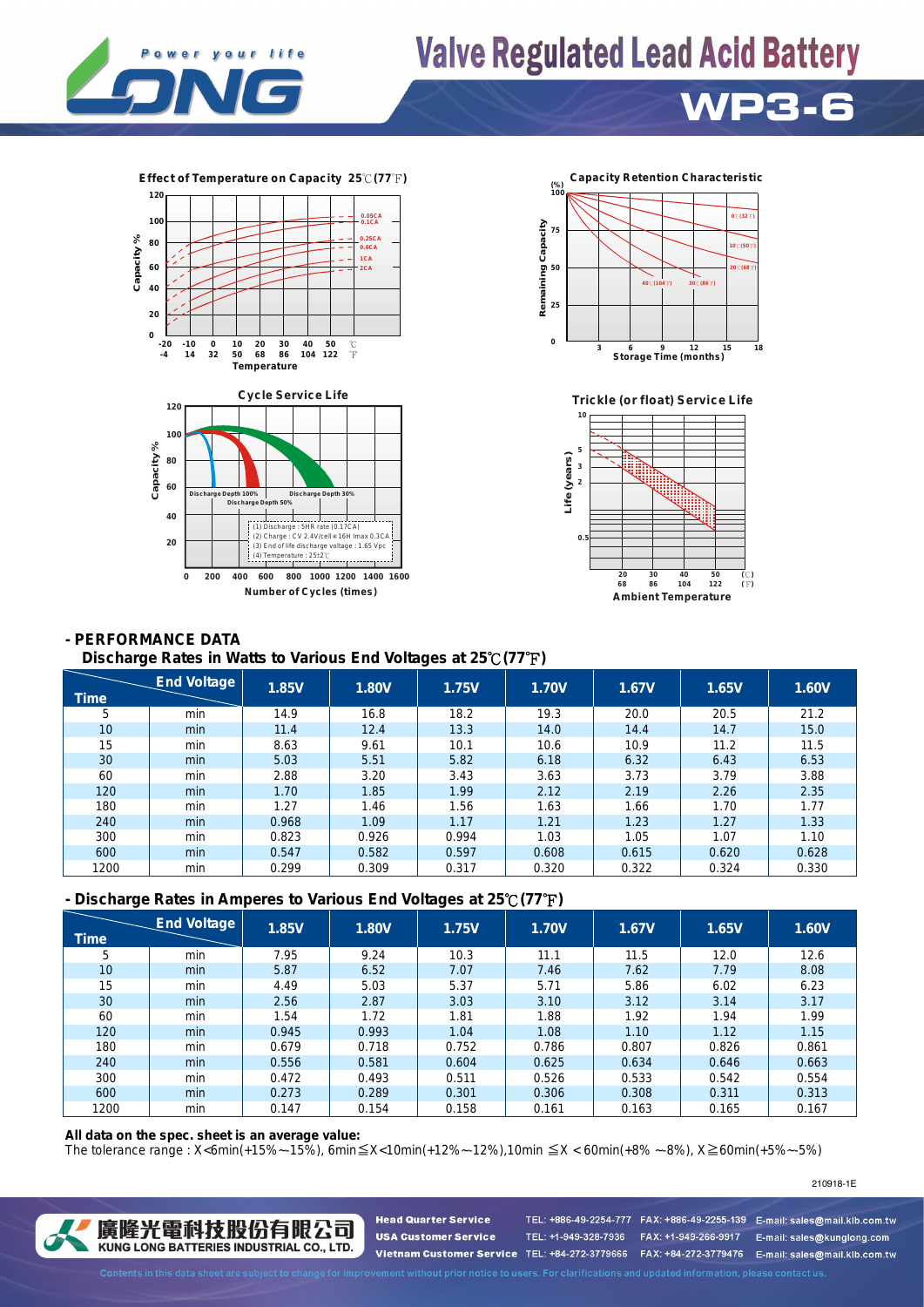# Valve Regulated Lead Acid Battery

## WP3-6

Power your life

**Effect of Temperature on Capacity 25℃(77℉)**

Capacity %

120
100
80
60
40
20
0

0.05CA
0.1CA
0.25CA
0.6CA
1CA
2CA

-20 -10 0 10 20 30 40 50 ℃
-4 14 32 50 68 86 104 122 ℉

Temperature

**Capacity Retention Characteristic**

Remaining Capacity (%)

100
75
50
25
0

0℃(32℉)
10℃(50℉)
20℃(68℉)
30℃(86℉)
40℃(104℉)

3 6 9 12 15 18

Storage Time (months)

**Cycle Service Life**

Capacity %

120
100
80
60
40
20

Discharge Depth 100%
Discharge Depth 50%
Discharge Depth 30%

(1) Discharge : 5HR rate (0.17CA)
(2) Charge : CV 2.4V/cell∗16H Imax 0.3CA
(3) End of life discharge voltage : 1.65 Vpc
(4) Temperature : 25±2℃

0 200 400 600 800 1000 1200 1400 1600

Number of Cycles (times)

**Trickle (or float) Service Life**

Life (years)

10
5
3
2
0.5

20 30 40 50 (℃)
68 86 104 122 (℉)

Ambient Temperature

## - PERFORMANCE DATA

### Discharge Rates in Watts to Various End Voltages at 25℃(77℉)

| Time | End Voltage | 1.85V | 1.80V | 1.75V | 1.70V | 1.67V | 1.65V | 1.60V |
|---|---|---|---|---|---|---|---|---|
| 5 | min | 14.9 | 16.8 | 18.2 | 19.3 | 20.0 | 20.5 | 21.2 |
| 10 | min | 11.4 | 12.4 | 13.3 | 14.0 | 14.4 | 14.7 | 15.0 |
| 15 | min | 8.63 | 9.61 | 10.1 | 10.6 | 10.9 | 11.2 | 11.5 |
| 30 | min | 5.03 | 5.51 | 5.82 | 6.18 | 6.32 | 6.43 | 6.53 |
| 60 | min | 2.88 | 3.20 | 3.43 | 3.63 | 3.73 | 3.79 | 3.88 |
| 120 | min | 1.70 | 1.85 | 1.99 | 2.12 | 2.19 | 2.26 | 2.35 |
| 180 | min | 1.27 | 1.46 | 1.56 | 1.63 | 1.66 | 1.70 | 1.77 |
| 240 | min | 0.968 | 1.09 | 1.17 | 1.21 | 1.23 | 1.27 | 1.33 |
| 300 | min | 0.823 | 0.926 | 0.994 | 1.03 | 1.05 | 1.07 | 1.10 |
| 600 | min | 0.547 | 0.582 | 0.597 | 0.608 | 0.615 | 0.620 | 0.628 |
| 1200 | min | 0.299 | 0.309 | 0.317 | 0.320 | 0.322 | 0.324 | 0.330 |

### - Discharge Rates in Amperes to Various End Voltages at 25℃(77℉)

| Time | End Voltage | 1.85V | 1.80V | 1.75V | 1.70V | 1.67V | 1.65V | 1.60V |
|---|---|---|---|---|---|---|---|---|
| 5 | min | 7.95 | 9.24 | 10.3 | 11.1 | 11.5 | 12.0 | 12.6 |
| 10 | min | 5.87 | 6.52 | 7.07 | 7.46 | 7.62 | 7.79 | 8.08 |
| 15 | min | 4.49 | 5.03 | 5.37 | 5.71 | 5.86 | 6.02 | 6.23 |
| 30 | min | 2.56 | 2.87 | 3.03 | 3.10 | 3.12 | 3.14 | 3.17 |
| 60 | min | 1.54 | 1.72 | 1.81 | 1.88 | 1.92 | 1.94 | 1.99 |
| 120 | min | 0.945 | 0.993 | 1.04 | 1.08 | 1.10 | 1.12 | 1.15 |
| 180 | min | 0.679 | 0.718 | 0.752 | 0.786 | 0.807 | 0.826 | 0.861 |
| 240 | min | 0.556 | 0.581 | 0.604 | 0.625 | 0.634 | 0.646 | 0.663 |
| 300 | min | 0.472 | 0.493 | 0.511 | 0.526 | 0.533 | 0.542 | 0.554 |
| 600 | min | 0.273 | 0.289 | 0.301 | 0.306 | 0.308 | 0.311 | 0.313 |
| 1200 | min | 0.147 | 0.154 | 0.158 | 0.161 | 0.163 | 0.165 | 0.167 |

**All data on the spec. sheet is an average value:**

The tolerance range : X<6min(+15%～-15%), 6min≦X<10min(+12%～-12%),10min ≦X < 60min(+8% ～-8%), X≧60min(+5%～-5%)

210918-1E

廣隆光電科技股份有限公司
KUNG LONG BATTERIES INDUSTRIAL CO., LTD.

| | | | |
|---|---|---|---|
| Head Quarter Service | TEL: +886-49-2254-777 | FAX: +886-49-2255-139 | E-mail: sales@mail.klb.com.tw |
| USA Customer Service | TEL: +1-949-328-7936 | FAX: +1-949-266-9917 | E-mail: sales@kunglong.com |
| Vietnam Customer Service | TEL: +84-272-3779666 | FAX: +84-272-3779476 | E-mail: sales@mail.klb.com.tw |

Contents in this data sheet are subject to change for improvement without prior notice to users. For clarifications and updated information, please contact us.